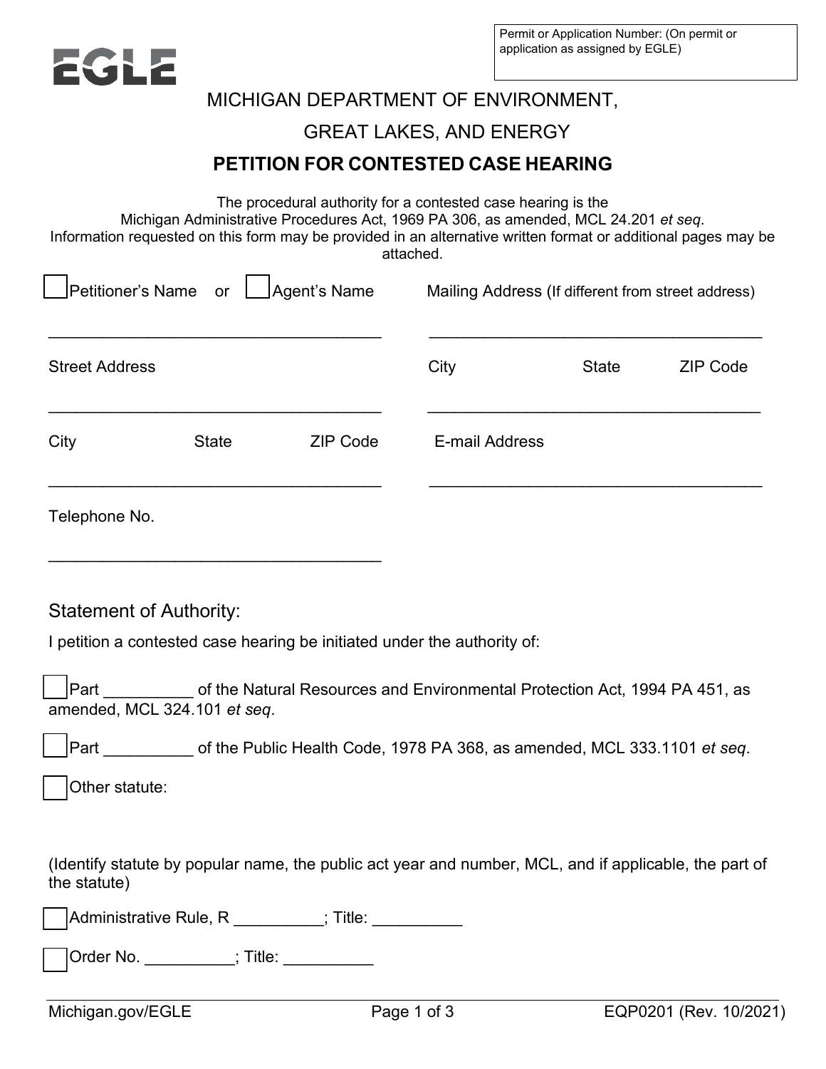Permit or Application Number: (On permit or application as assigned by EGLE)

EGLE

# MICHIGAN DEPARTMENT OF ENVIRONMENT, GREAT LAKES, AND ENERGY

## PETITION FOR CONTESTED CASE HEARING

The procedural authority for a contested case hearing is the Michigan Administrative Procedures Act, 1969 PA 306, as amended, MCL 24.201 *et seq*.
Information requested on this form may be provided in an alternative written format or additional pages may be attached.

☐ Petitioner's Name or ☐ Agent's Name

______________________________________

Street Address

______________________________________

City State ZIP Code

______________________________________

Telephone No.

______________________________________

Mailing Address (If different from street address)

______________________________________

City State ZIP Code

______________________________________

E-mail Address

______________________________________

### Statement of Authority:

I petition a contested case hearing be initiated under the authority of:

☐ Part __________ of the Natural Resources and Environmental Protection Act, 1994 PA 451, as amended, MCL 324.101 *et seq*.

☐ Part __________ of the Public Health Code, 1978 PA 368, as amended, MCL 333.1101 *et seq*.

☐ Other statute:

(Identify statute by popular name, the public act year and number, MCL, and if applicable, the part of the statute)

☐ Administrative Rule, R __________; Title: __________

☐ Order No. __________; Title: __________

Michigan.gov/EGLE EQP0201 (Rev. 10/2021)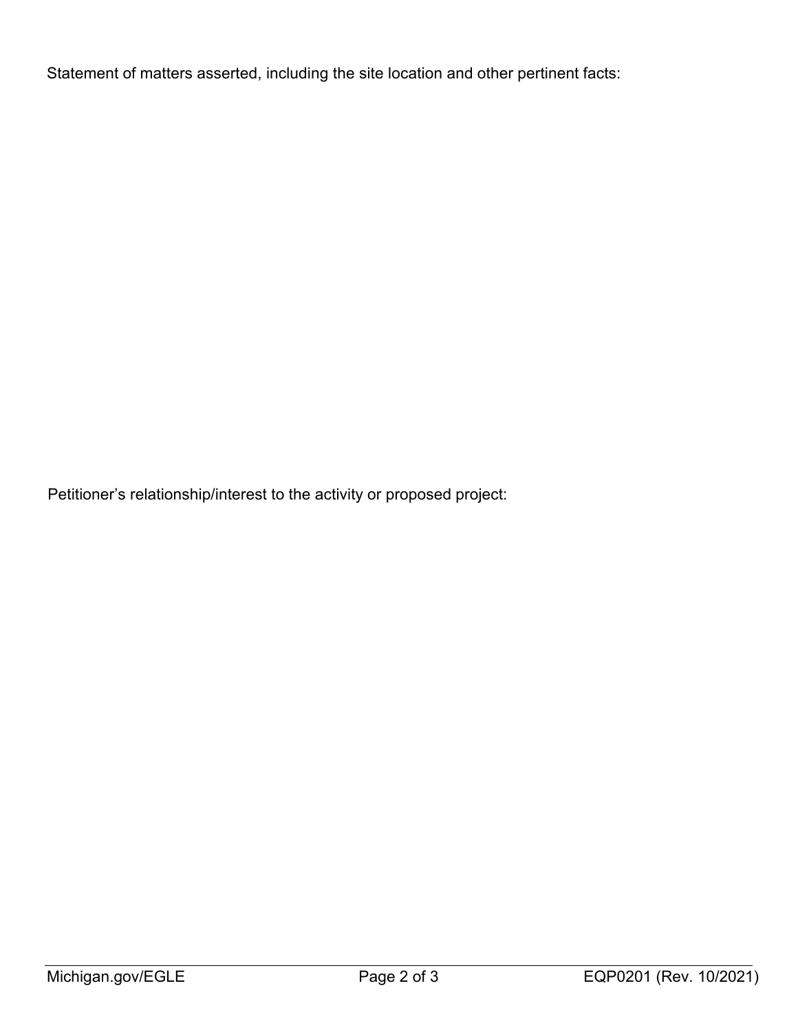Statement of matters asserted, including the site location and other pertinent facts:

Petitioner's relationship/interest to the activity or proposed project: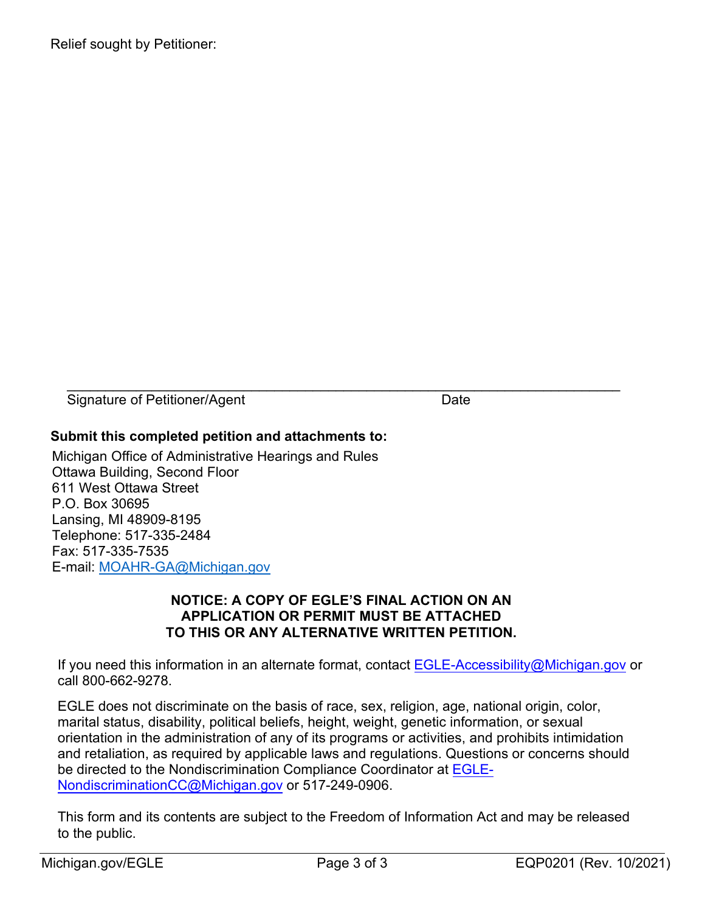Relief sought by Petitioner:

\_\_\_\_\_\_\_\_\_\_\_\_\_\_\_\_\_\_\_\_\_\_\_\_\_\_\_\_\_\_\_\_\_\_\_\_\_\_\_\_\_\_\_\_\_\_\_\_\_\_\_\_\_\_\_\_\_\_\_\_\_\_\_\_\_\_\_\_\_\_\_\_

Signature of Petitioner/Agent Date

**Submit this completed petition and attachments to:**

Michigan Office of Administrative Hearings and Rules
Ottawa Building, Second Floor
611 West Ottawa Street
P.O. Box 30695
Lansing, MI 48909-8195
Telephone: 517-335-2484
Fax: 517-335-7535
E-mail: MOAHR-GA@Michigan.gov

**NOTICE: A COPY OF EGLE'S FINAL ACTION ON AN APPLICATION OR PERMIT MUST BE ATTACHED TO THIS OR ANY ALTERNATIVE WRITTEN PETITION.**

If you need this information in an alternate format, contact EGLE-Accessibility@Michigan.gov or call 800-662-9278.

EGLE does not discriminate on the basis of race, sex, religion, age, national origin, color, marital status, disability, political beliefs, height, weight, genetic information, or sexual orientation in the administration of any of its programs or activities, and prohibits intimidation and retaliation, as required by applicable laws and regulations. Questions or concerns should be directed to the Nondiscrimination Compliance Coordinator at EGLE-NondiscriminationCC@Michigan.gov or 517-249-0906.

This form and its contents are subject to the Freedom of Information Act and may be released to the public.